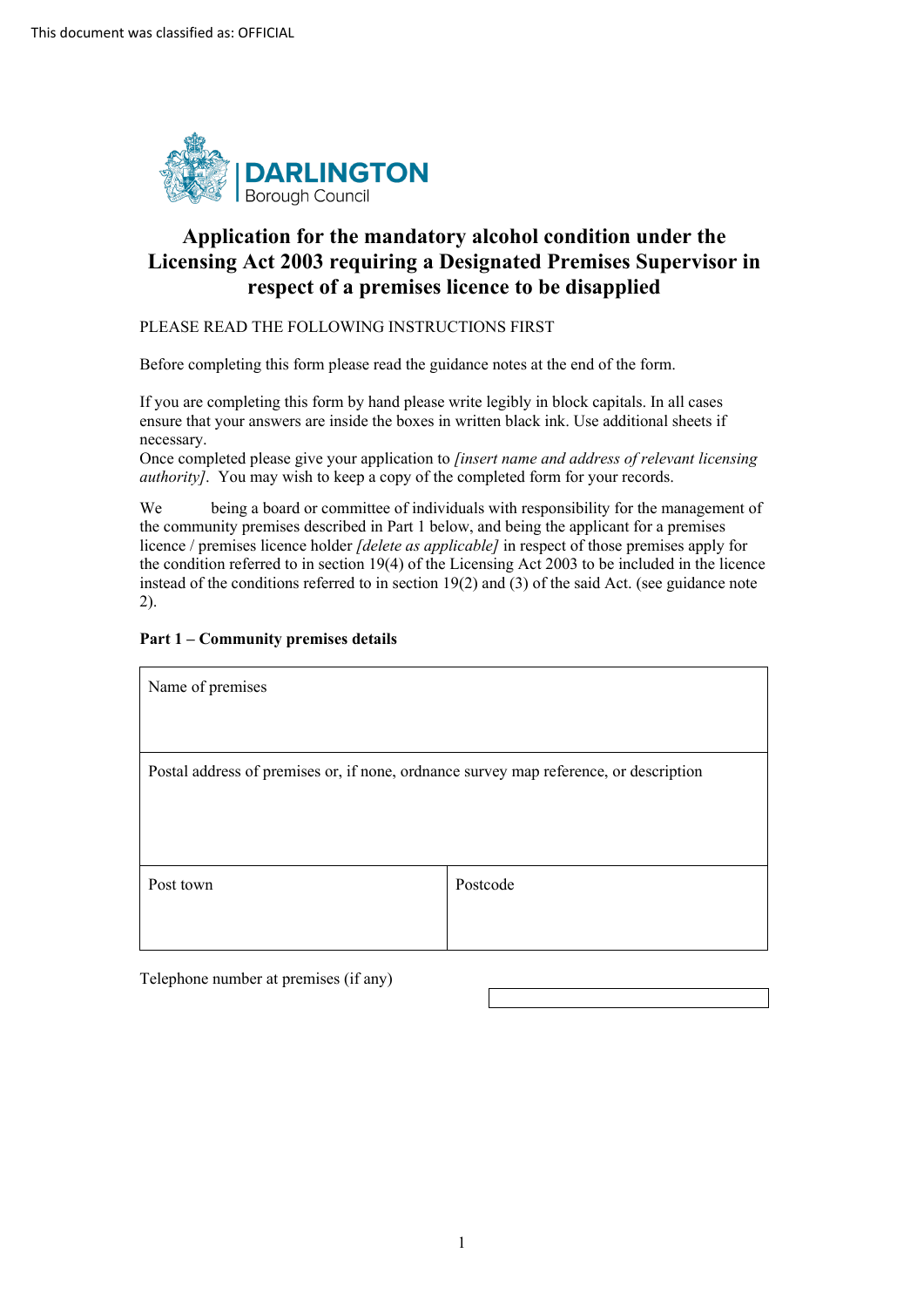This document was classified as: OFFICIAL

DARLINGTON
Borough Council

# Application for the mandatory alcohol condition under the Licensing Act 2003 requiring a Designated Premises Supervisor in respect of a premises licence to be disapplied

PLEASE READ THE FOLLOWING INSTRUCTIONS FIRST

Before completing this form please read the guidance notes at the end of the form.

If you are completing this form by hand please write legibly in block capitals. In all cases ensure that your answers are inside the boxes in written black ink. Use additional sheets if necessary.

Once completed please give your application to *[insert name and address of relevant licensing authority]*. You may wish to keep a copy of the completed form for your records.

We being a board or committee of individuals with responsibility for the management of the community premises described in Part 1 below, and being the applicant for a premises licence / premises licence holder *[delete as applicable]* in respect of those premises apply for the condition referred to in section 19(4) of the Licensing Act 2003 to be included in the licence instead of the conditions referred to in section 19(2) and (3) of the said Act. (see guidance note 2).

**Part 1 – Community premises details**

| Name of premises | |
|---|---|
| Postal address of premises or, if none, ordnance survey map reference, or description | |
| Post town | Postcode |

Telephone number at premises (if any)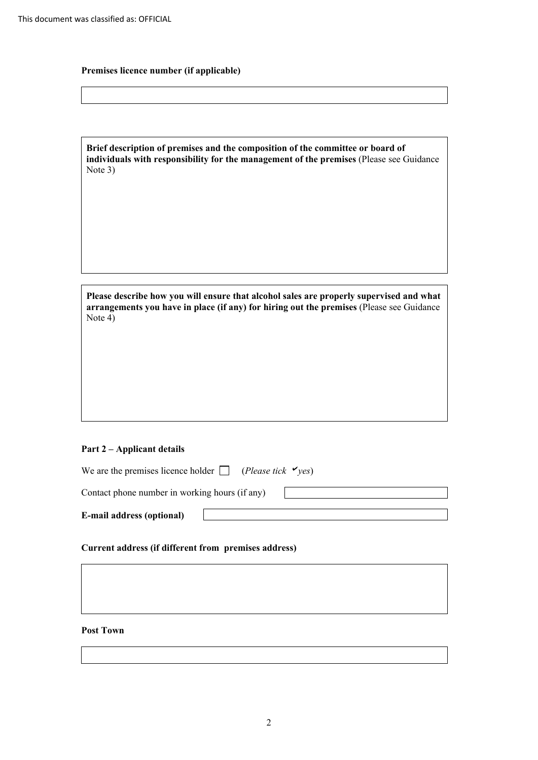This document was classified as: OFFICIAL

**Premises licence number (if applicable)**

**Brief description of premises and the composition of the committee or board of individuals with responsibility for the management of the premises** (Please see Guidance Note 3)

**Please describe how you will ensure that alcohol sales are properly supervised and what arrangements you have in place (if any) for hiring out the premises** (Please see Guidance Note 4)

**Part 2 – Applicant details**

We are the premises licence holder ☐ (*Please tick ✔yes*)

Contact phone number in working hours (if any)

**E-mail address (optional)**

**Current address (if different from premises address)**

**Post Town**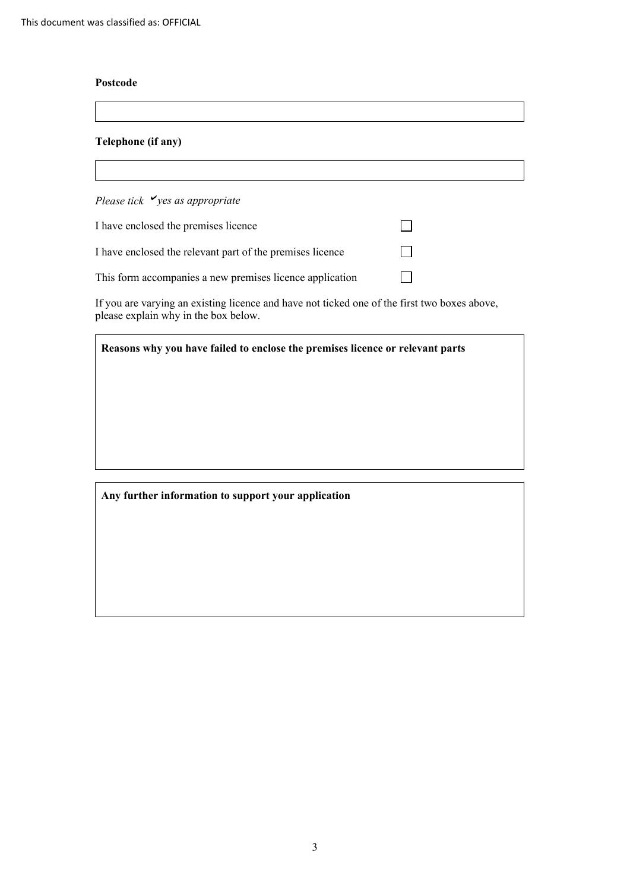**Postcode**

**Telephone (if any)**

*Please tick ✔yes as appropriate*

I have enclosed the premises licence ☐

I have enclosed the relevant part of the premises licence ☐

This form accompanies a new premises licence application ☐

If you are varying an existing licence and have not ticked one of the first two boxes above, please explain why in the box below.

**Reasons why you have failed to enclose the premises licence or relevant parts**

**Any further information to support your application**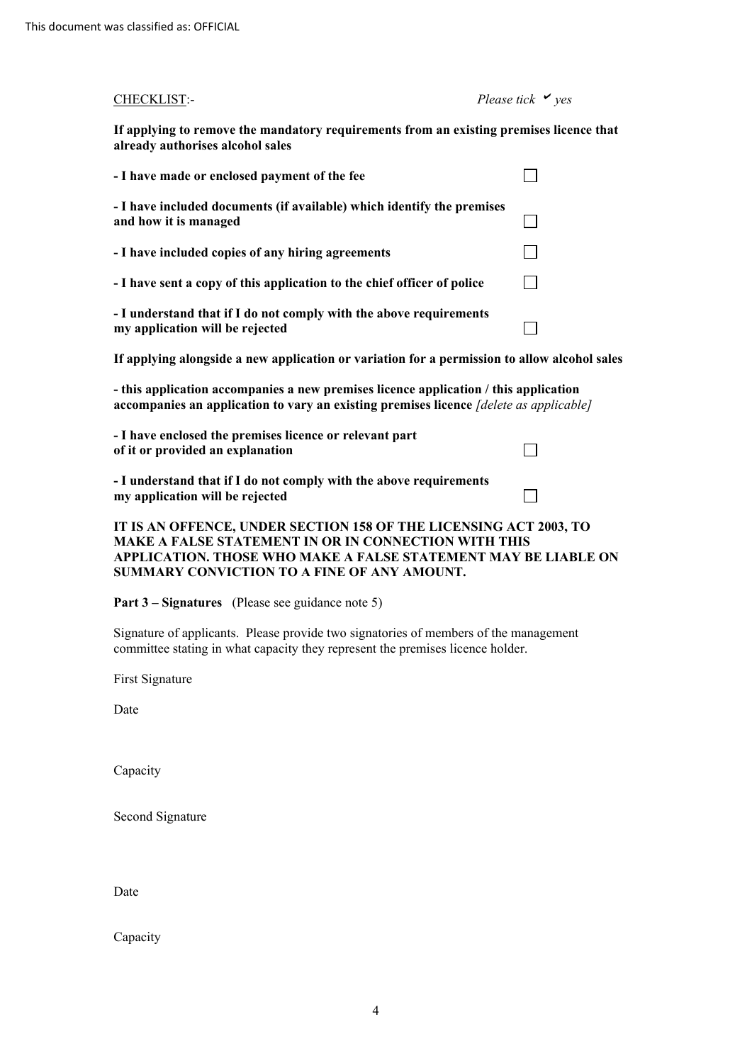This document was classified as: OFFICIAL

CHECKLIST:- *Please tick ✔ yes*

**If applying to remove the mandatory requirements from an existing premises licence that already authorises alcohol sales**

| | |
|---|---|
| **- I have made or enclosed payment of the fee** | ☐ |
| **- I have included documents (if available) which identify the premises and how it is managed** | ☐ |
| **- I have included copies of any hiring agreements** | ☐ |
| **- I have sent a copy of this application to the chief officer of police** | ☐ |
| **- I understand that if I do not comply with the above requirements my application will be rejected** | ☐ |

**If applying alongside a new application or variation for a permission to allow alcohol sales**

**- this application accompanies a new premises licence application / this application accompanies an application to vary an existing premises licence** *[delete as applicable]*

| | |
|---|---|
| **- I have enclosed the premises licence or relevant part of it or provided an explanation** | ☐ |
| **- I understand that if I do not comply with the above requirements my application will be rejected** | ☐ |

**IT IS AN OFFENCE, UNDER SECTION 158 OF THE LICENSING ACT 2003, TO MAKE A FALSE STATEMENT IN OR IN CONNECTION WITH THIS APPLICATION. THOSE WHO MAKE A FALSE STATEMENT MAY BE LIABLE ON SUMMARY CONVICTION TO A FINE OF ANY AMOUNT.**

**Part 3 – Signatures** (Please see guidance note 5)

Signature of applicants. Please provide two signatories of members of the management committee stating in what capacity they represent the premises licence holder.

First Signature

Date

Capacity

Second Signature

Date

Capacity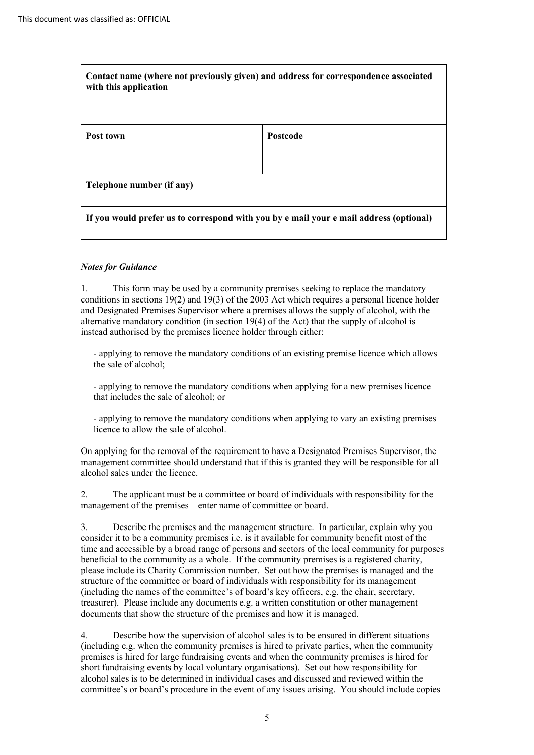| Contact name (where not previously given) and address for correspondence associated with this application | |
|---|---|
| **Post town** | **Postcode** |
| **Telephone number (if any)** | |
| **If you would prefer us to correspond with you by e mail your e mail address (optional)** | |

***Notes for Guidance***

1. This form may be used by a community premises seeking to replace the mandatory conditions in sections 19(2) and 19(3) of the 2003 Act which requires a personal licence holder and Designated Premises Supervisor where a premises allows the supply of alcohol, with the alternative mandatory condition (in section 19(4) of the Act) that the supply of alcohol is instead authorised by the premises licence holder through either:

   - applying to remove the mandatory conditions of an existing premise licence which allows the sale of alcohol;

   - applying to remove the mandatory conditions when applying for a new premises licence that includes the sale of alcohol; or

   - applying to remove the mandatory conditions when applying to vary an existing premises licence to allow the sale of alcohol.

On applying for the removal of the requirement to have a Designated Premises Supervisor, the management committee should understand that if this is granted they will be responsible for all alcohol sales under the licence.

2. The applicant must be a committee or board of individuals with responsibility for the management of the premises – enter name of committee or board.

3. Describe the premises and the management structure. In particular, explain why you consider it to be a community premises i.e. is it available for community benefit most of the time and accessible by a broad range of persons and sectors of the local community for purposes beneficial to the community as a whole. If the community premises is a registered charity, please include its Charity Commission number. Set out how the premises is managed and the structure of the committee or board of individuals with responsibility for its management (including the names of the committee's of board's key officers, e.g. the chair, secretary, treasurer). Please include any documents e.g. a written constitution or other management documents that show the structure of the premises and how it is managed.

4. Describe how the supervision of alcohol sales is to be ensured in different situations (including e.g. when the community premises is hired to private parties, when the community premises is hired for large fundraising events and when the community premises is hired for short fundraising events by local voluntary organisations). Set out how responsibility for alcohol sales is to be determined in individual cases and discussed and reviewed within the committee's or board's procedure in the event of any issues arising. You should include copies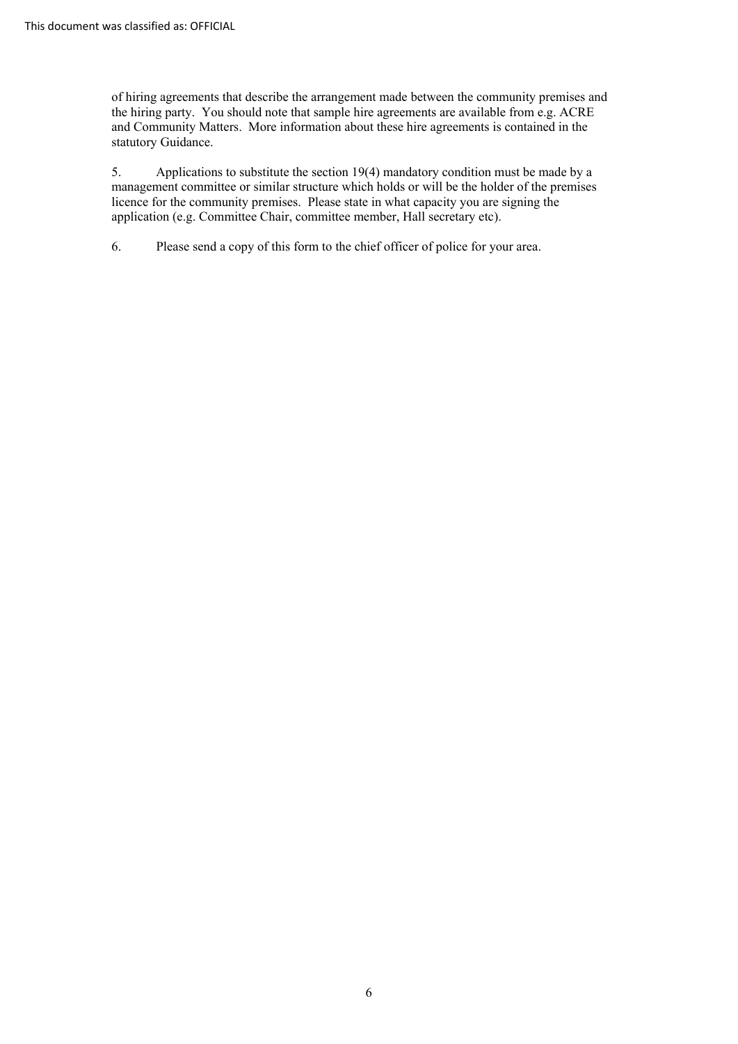of hiring agreements that describe the arrangement made between the community premises and the hiring party. You should note that sample hire agreements are available from e.g. ACRE and Community Matters. More information about these hire agreements is contained in the statutory Guidance.

5. Applications to substitute the section 19(4) mandatory condition must be made by a management committee or similar structure which holds or will be the holder of the premises licence for the community premises. Please state in what capacity you are signing the application (e.g. Committee Chair, committee member, Hall secretary etc).

6. Please send a copy of this form to the chief officer of police for your area.